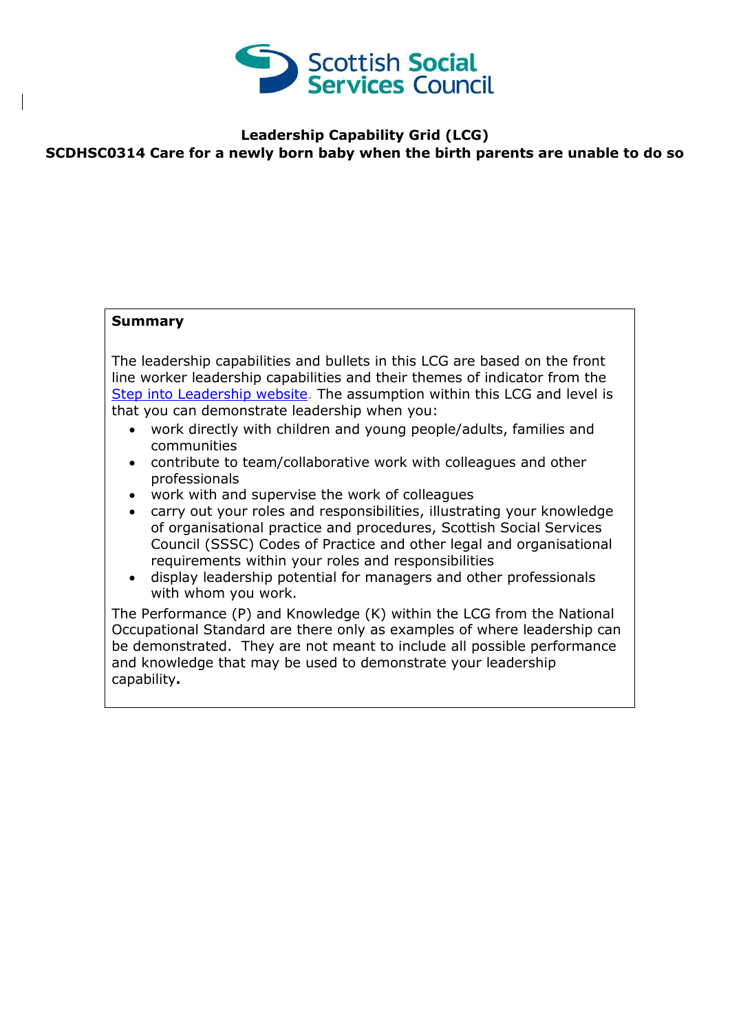Scottish Social Services Council

# Leadership Capability Grid (LCG)

## SCDHSC0314 Care for a newly born baby when the birth parents are unable to do so

**Summary**

The leadership capabilities and bullets in this LCG are based on the front line worker leadership capabilities and their themes of indicator from the [Step into Leadership website](). The assumption within this LCG and level is that you can demonstrate leadership when you:

- work directly with children and young people/adults, families and communities
- contribute to team/collaborative work with colleagues and other professionals
- work with and supervise the work of colleagues
- carry out your roles and responsibilities, illustrating your knowledge of organisational practice and procedures, Scottish Social Services Council (SSSC) Codes of Practice and other legal and organisational requirements within your roles and responsibilities
- display leadership potential for managers and other professionals with whom you work.

The Performance (P) and Knowledge (K) within the LCG from the National Occupational Standard are there only as examples of where leadership can be demonstrated. They are not meant to include all possible performance and knowledge that may be used to demonstrate your leadership capability**.**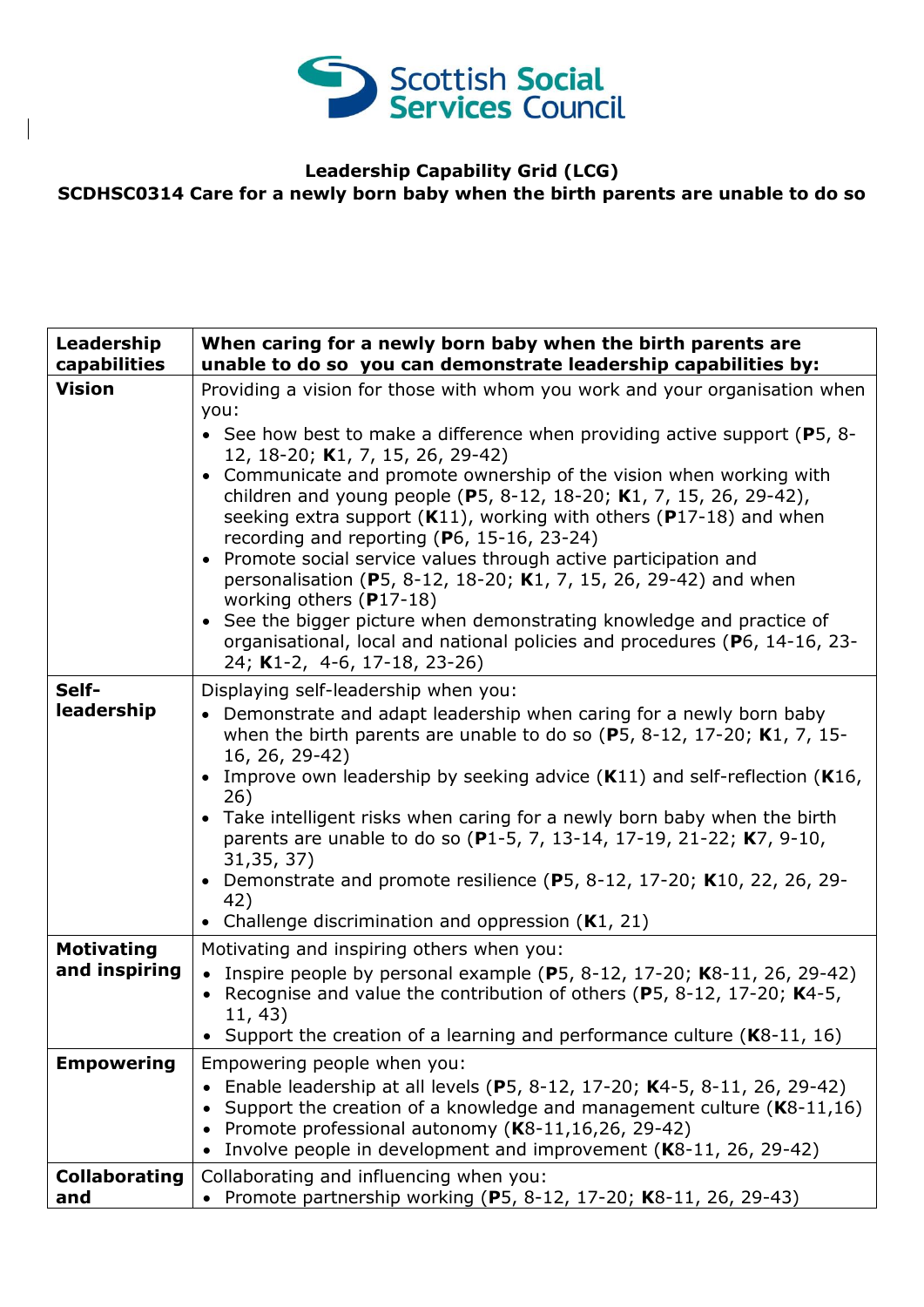**Leadership Capability Grid (LCG)**
**SCDHSC0314 Care for a newly born baby when the birth parents are unable to do so**

| Leadership capabilities | When caring for a newly born baby when the birth parents are unable to do so you can demonstrate leadership capabilities by: |
|---|---|
| **Vision** | Providing a vision for those with whom you work and your organisation when you:<br>• See how best to make a difference when providing active support (**P**5, 8-12, 18-20; **K**1, 7, 15, 26, 29-42)<br>• Communicate and promote ownership of the vision when working with children and young people (**P**5, 8-12, 18-20; **K**1, 7, 15, 26, 29-42), seeking extra support (**K**11), working with others (**P**17-18) and when recording and reporting (**P**6, 15-16, 23-24)<br>• Promote social service values through active participation and personalisation (**P**5, 8-12, 18-20; **K**1, 7, 15, 26, 29-42) and when working others (**P**17-18)<br>• See the bigger picture when demonstrating knowledge and practice of organisational, local and national policies and procedures (**P**6, 14-16, 23-24; **K**1-2, 4-6, 17-18, 23-26) |
| **Self-leadership** | Displaying self-leadership when you:<br>• Demonstrate and adapt leadership when caring for a newly born baby when the birth parents are unable to do so (**P**5, 8-12, 17-20; **K**1, 7, 15-16, 26, 29-42)<br>• Improve own leadership by seeking advice (**K**11) and self-reflection (**K**16, 26)<br>• Take intelligent risks when caring for a newly born baby when the birth parents are unable to do so (**P**1-5, 7, 13-14, 17-19, 21-22; **K**7, 9-10, 31,35, 37)<br>• Demonstrate and promote resilience (**P**5, 8-12, 17-20; **K**10, 22, 26, 29-42)<br>• Challenge discrimination and oppression (**K**1, 21) |
| **Motivating and inspiring** | Motivating and inspiring others when you:<br>• Inspire people by personal example (**P**5, 8-12, 17-20; **K**8-11, 26, 29-42)<br>• Recognise and value the contribution of others (**P**5, 8-12, 17-20; **K**4-5, 11, 43)<br>• Support the creation of a learning and performance culture (**K**8-11, 16) |
| **Empowering** | Empowering people when you:<br>• Enable leadership at all levels (**P**5, 8-12, 17-20; **K**4-5, 8-11, 26, 29-42)<br>• Support the creation of a knowledge and management culture (**K**8-11,16)<br>• Promote professional autonomy (**K**8-11,16,26, 29-42)<br>• Involve people in development and improvement (**K**8-11, 26, 29-42) |
| **Collaborating and** | Collaborating and influencing when you:<br>• Promote partnership working (**P**5, 8-12, 17-20; **K**8-11, 26, 29-43) |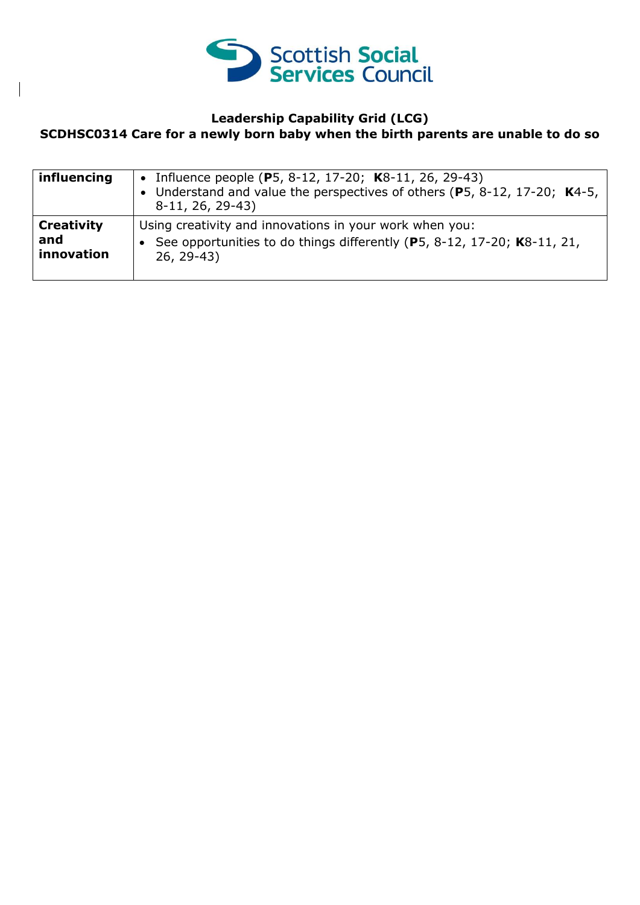**Leadership Capability Grid (LCG)**
**SCDHSC0314 Care for a newly born baby when the birth parents are unable to do so**

| | |
|---|---|
| **influencing** | • Influence people (**P**5, 8-12, 17-20; **K**8-11, 26, 29-43)<br>• Understand and value the perspectives of others (**P**5, 8-12, 17-20; **K**4-5, 8-11, 26, 29-43) |
| **Creativity and innovation** | Using creativity and innovations in your work when you:<br>• See opportunities to do things differently (**P**5, 8-12, 17-20; **K**8-11, 21, 26, 29-43) |